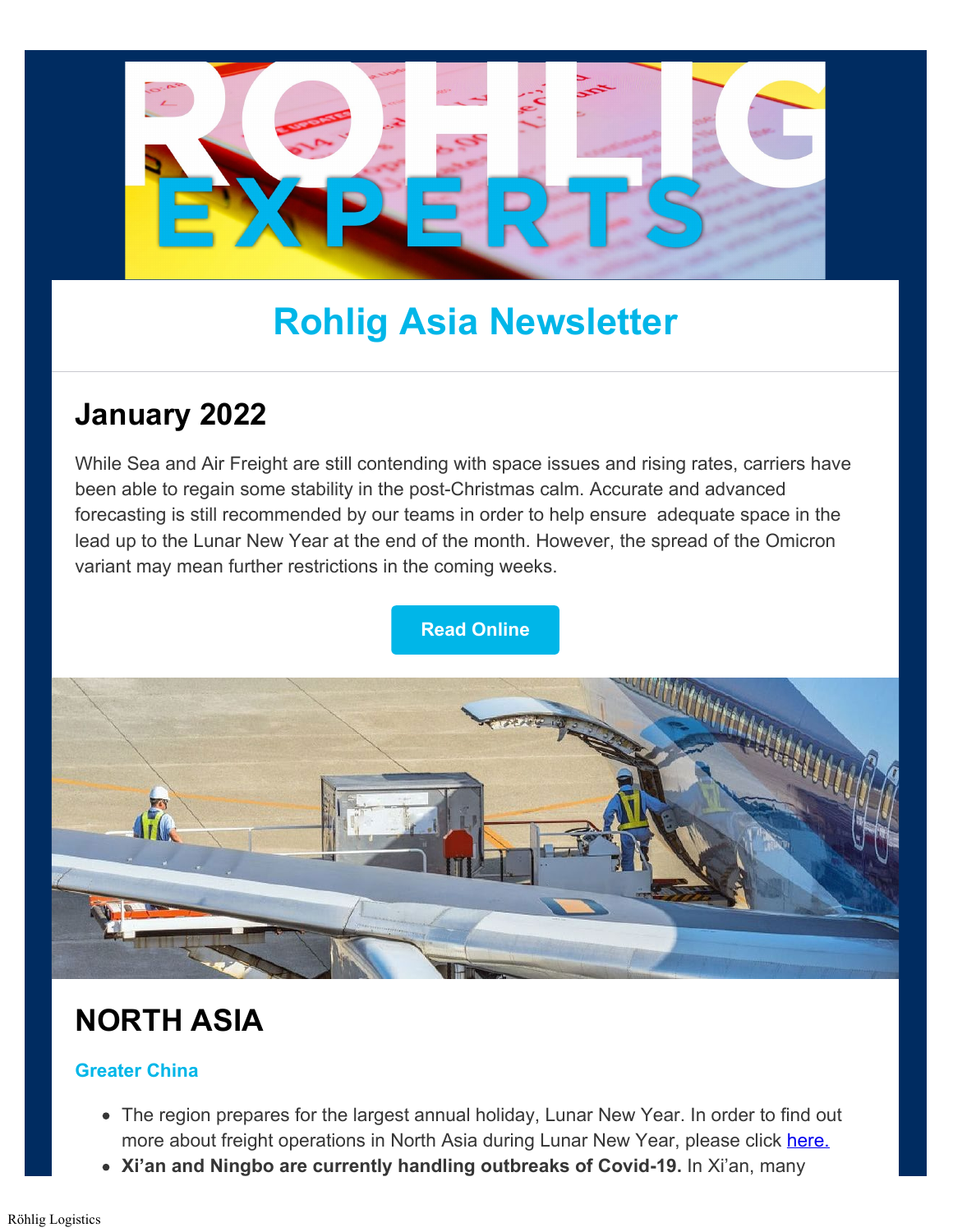# Rohlig Asia Newsletter

## January 2022

While Sea and Air Freight are still contending with space issues and rising rates, carriers have been able to regain some stability in the post-Christmas calm. Accurate and advanced forecasting is still recommended by our teams in order to help ensure adequate space in the lead up to the Lunar New Year at the end of the month. However, the spread of the Omicron variant may mean further restrictions in the coming weeks.

Read Online

## NORTH ASIA

### Greater China

- The region prepares for the largest annual holiday, Lunar New Year. In order to find out more about freight operations in North Asia during Lunar New Year, please click here.
- **Xi'an and Ningbo are currently handling outbreaks of Covid-19.** In Xi'an, many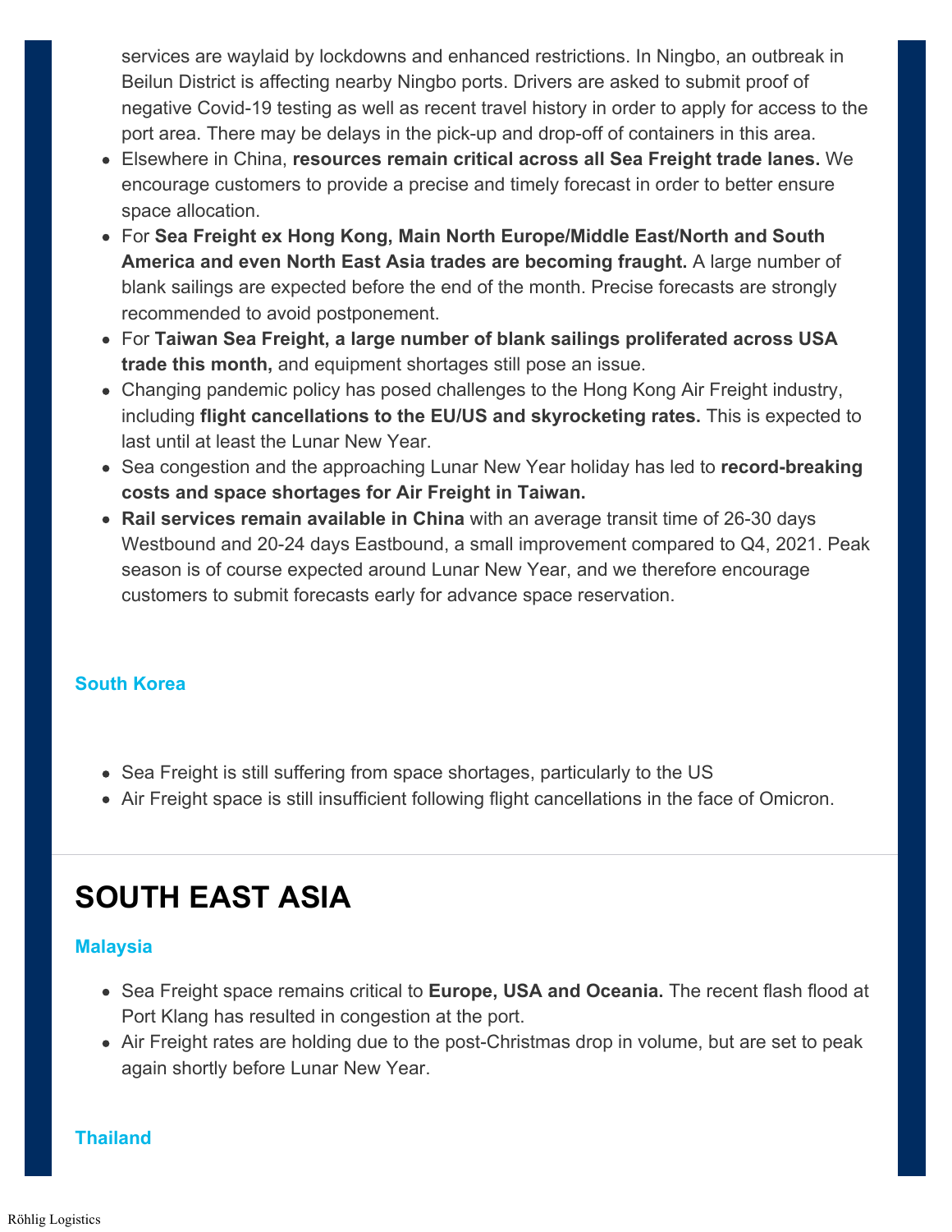services are waylaid by lockdowns and enhanced restrictions. In Ningbo, an outbreak in Beilun District is affecting nearby Ningbo ports. Drivers are asked to submit proof of negative Covid-19 testing as well as recent travel history in order to apply for access to the port area. There may be delays in the pick-up and drop-off of containers in this area.

- Elsewhere in China, **resources remain critical across all Sea Freight trade lanes.** We encourage customers to provide a precise and timely forecast in order to better ensure space allocation.
- For **Sea Freight ex Hong Kong, Main North Europe/Middle East/North and South America and even North East Asia trades are becoming fraught.** A large number of blank sailings are expected before the end of the month. Precise forecasts are strongly recommended to avoid postponement.
- For **Taiwan Sea Freight, a large number of blank sailings proliferated across USA trade this month,** and equipment shortages still pose an issue.
- Changing pandemic policy has posed challenges to the Hong Kong Air Freight industry, including **flight cancellations to the EU/US and skyrocketing rates.** This is expected to last until at least the Lunar New Year.
- Sea congestion and the approaching Lunar New Year holiday has led to **record-breaking costs and space shortages for Air Freight in Taiwan.**
- **Rail services remain available in China** with an average transit time of 26-30 days Westbound and 20-24 days Eastbound, a small improvement compared to Q4, 2021. Peak season is of course expected around Lunar New Year, and we therefore encourage customers to submit forecasts early for advance space reservation.

### South Korea

- Sea Freight is still suffering from space shortages, particularly to the US
- Air Freight space is still insufficient following flight cancellations in the face of Omicron.

## SOUTH EAST ASIA

### Malaysia

- Sea Freight space remains critical to **Europe, USA and Oceania.** The recent flash flood at Port Klang has resulted in congestion at the port.
- Air Freight rates are holding due to the post-Christmas drop in volume, but are set to peak again shortly before Lunar New Year.

### Thailand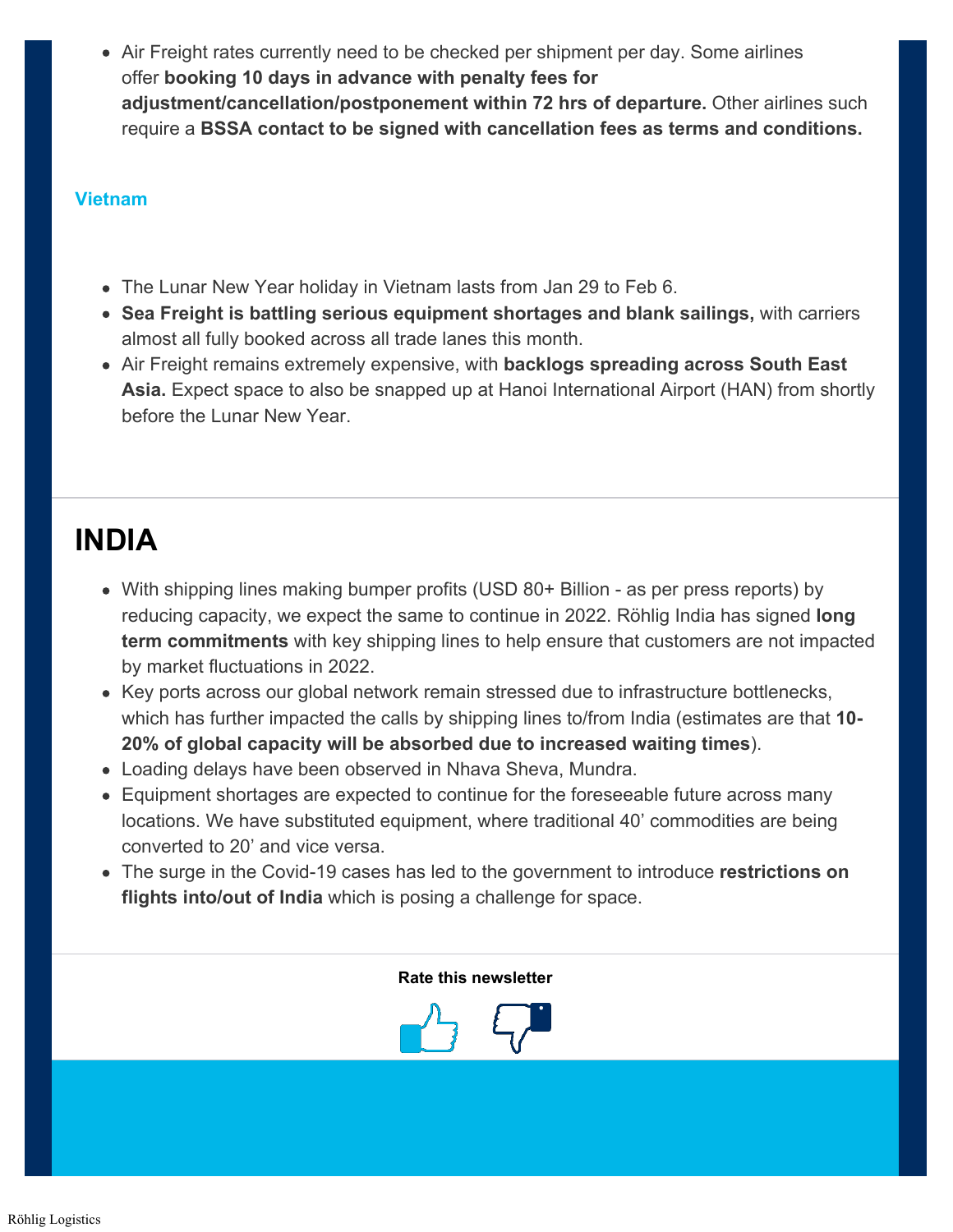- Air Freight rates currently need to be checked per shipment per day. Some airlines offer **booking 10 days in advance with penalty fees for adjustment/cancellation/postponement within 72 hrs of departure.** Other airlines such require a **BSSA contact to be signed with cancellation fees as terms and conditions.**

### Vietnam

- The Lunar New Year holiday in Vietnam lasts from Jan 29 to Feb 6.
- **Sea Freight is battling serious equipment shortages and blank sailings,** with carriers almost all fully booked across all trade lanes this month.
- Air Freight remains extremely expensive, with **backlogs spreading across South East Asia.** Expect space to also be snapped up at Hanoi International Airport (HAN) from shortly before the Lunar New Year.

# INDIA

- With shipping lines making bumper profits (USD 80+ Billion - as per press reports) by reducing capacity, we expect the same to continue in 2022. Röhlig India has signed **long term commitments** with key shipping lines to help ensure that customers are not impacted by market fluctuations in 2022.
- Key ports across our global network remain stressed due to infrastructure bottlenecks, which has further impacted the calls by shipping lines to/from India (estimates are that **10-20% of global capacity will be absorbed due to increased waiting times**).
- Loading delays have been observed in Nhava Sheva, Mundra.
- Equipment shortages are expected to continue for the foreseeable future across many locations. We have substituted equipment, where traditional 40' commodities are being converted to 20' and vice versa.
- The surge in the Covid-19 cases has led to the government to introduce **restrictions on flights into/out of India** which is posing a challenge for space.

**Rate this newsletter**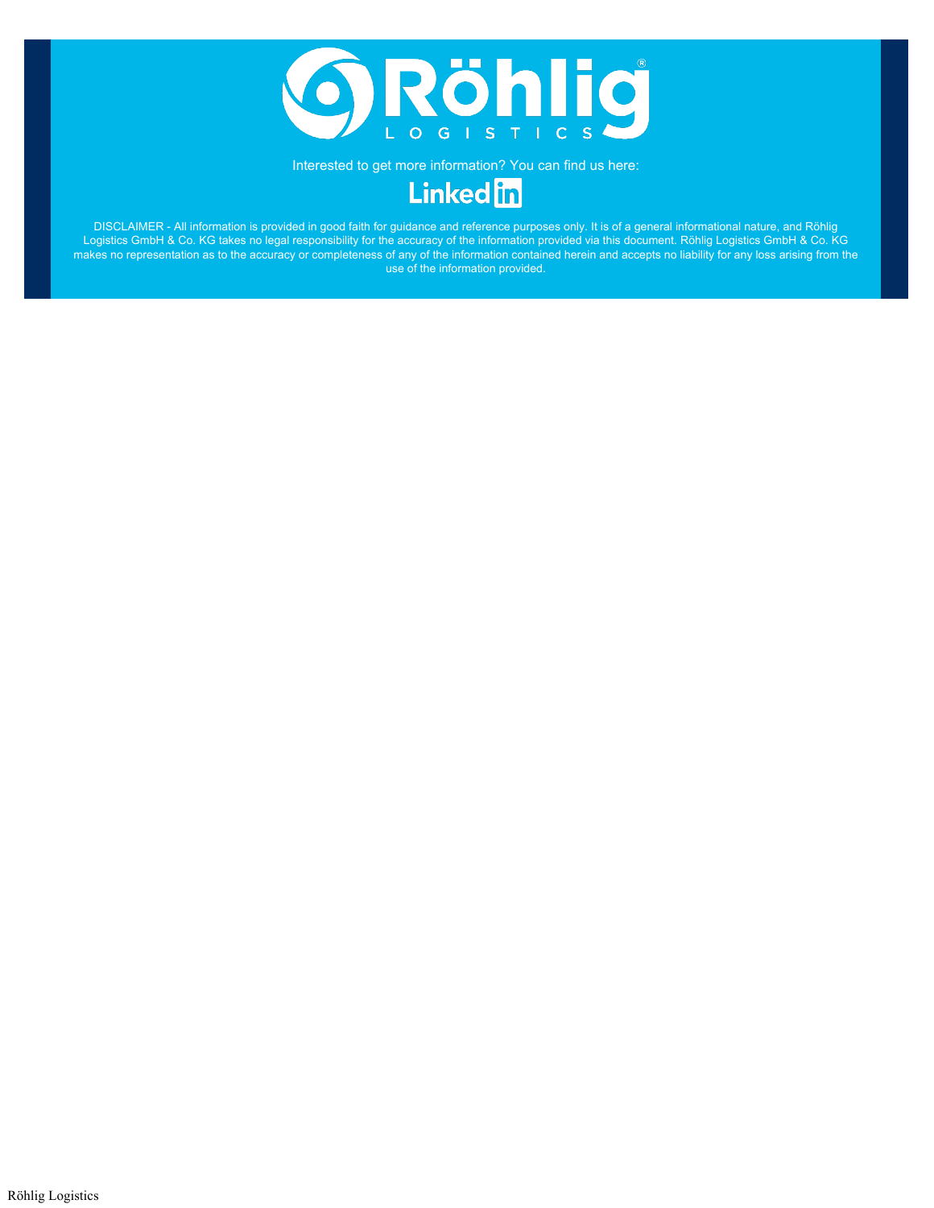Röhlig LOGISTICS

Interested to get more information? You can find us here:

LinkedIn

DISCLAIMER - All information is provided in good faith for guidance and reference purposes only. It is of a general informational nature, and Röhlig Logistics GmbH & Co. KG takes no legal responsibility for the accuracy of the information provided via this document. Röhlig Logistics GmbH & Co. KG makes no representation as to the accuracy or completeness of any of the information contained herein and accepts no liability for any loss arising from the use of the information provided.